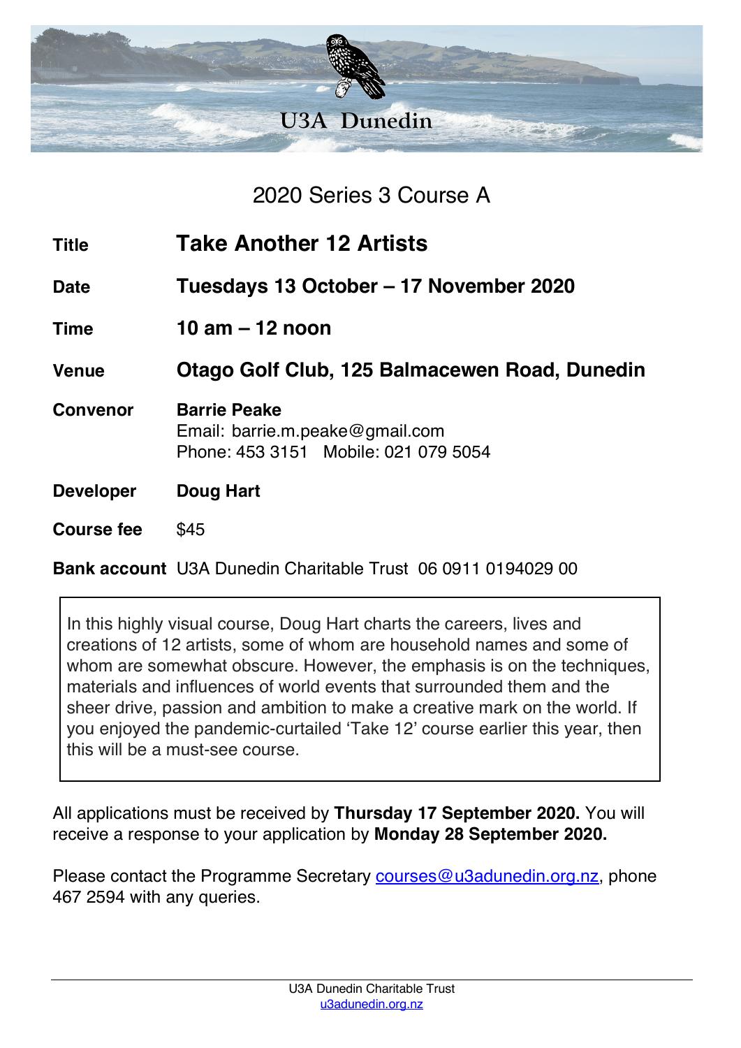U3A Dunedin

## 2020 Series 3 Course A

| | |
|---|---|
| **Title** | **Take Another 12 Artists** |
| **Date** | **Tuesdays 13 October – 17 November 2020** |
| **Time** | **10 am – 12 noon** |
| **Venue** | **Otago Golf Club, 125 Balmacewen Road, Dunedin** |
| **Convenor** | **Barrie Peake**<br>Email: barrie.m.peake@gmail.com<br>Phone: 453 3151 Mobile: 021 079 5054 |
| **Developer** | **Doug Hart** |
| **Course fee** | $45 |
| **Bank account** | U3A Dunedin Charitable Trust 06 0911 0194029 00 |

In this highly visual course, Doug Hart charts the careers, lives and creations of 12 artists, some of whom are household names and some of whom are somewhat obscure. However, the emphasis is on the techniques, materials and influences of world events that surrounded them and the sheer drive, passion and ambition to make a creative mark on the world. If you enjoyed the pandemic-curtailed 'Take 12' course earlier this year, then this will be a must-see course.

All applications must be received by **Thursday 17 September 2020.** You will receive a response to your application by **Monday 28 September 2020.**

Please contact the Programme Secretary courses@u3adunedin.org.nz, phone 467 2594 with any queries.

U3A Dunedin Charitable Trust
u3adunedin.org.nz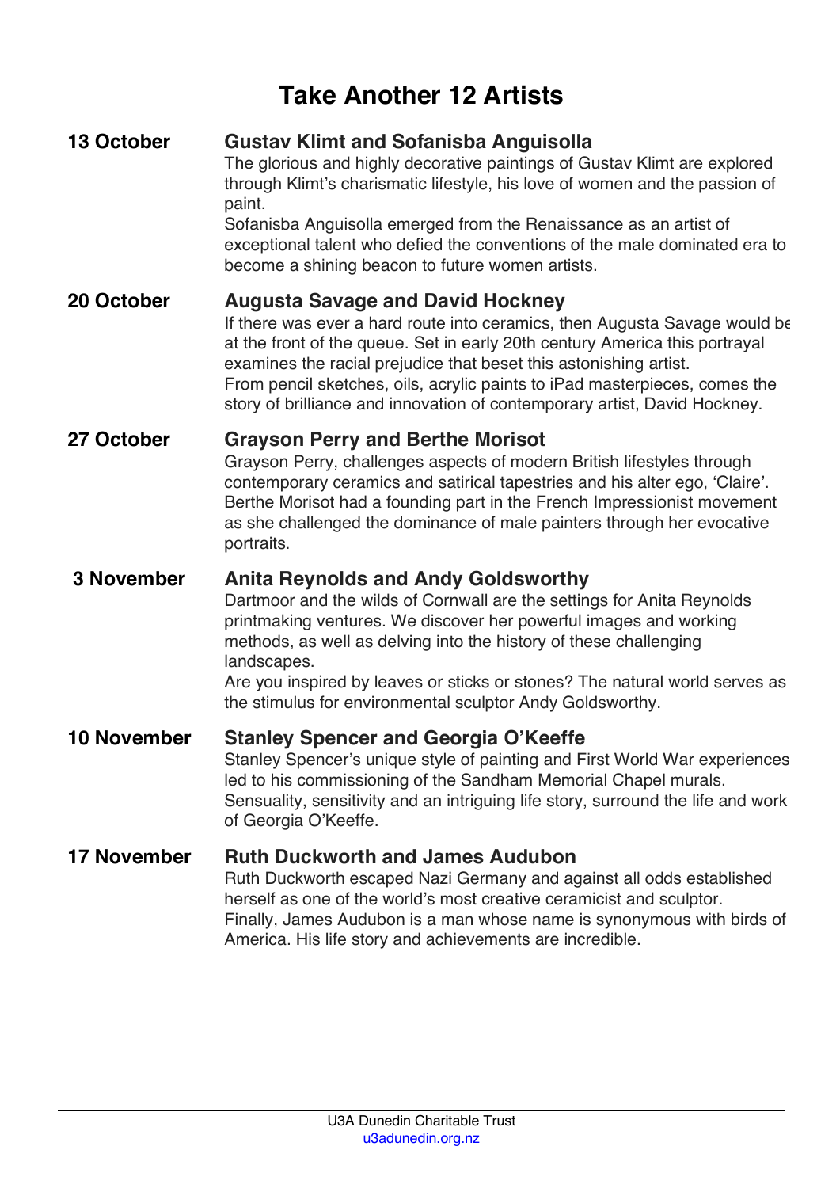# Take Another 12 Artists

**13 October** — **Gustav Klimt and Sofanisba Anguisolla**

The glorious and highly decorative paintings of Gustav Klimt are explored through Klimt's charismatic lifestyle, his love of women and the passion of paint.
Sofanisba Anguisolla emerged from the Renaissance as an artist of exceptional talent who defied the conventions of the male dominated era to become a shining beacon to future women artists.

**20 October** — **Augusta Savage and David Hockney**

If there was ever a hard route into ceramics, then Augusta Savage would be at the front of the queue. Set in early 20th century America this portrayal examines the racial prejudice that beset this astonishing artist.
From pencil sketches, oils, acrylic paints to iPad masterpieces, comes the story of brilliance and innovation of contemporary artist, David Hockney.

**27 October** — **Grayson Perry and Berthe Morisot**

Grayson Perry, challenges aspects of modern British lifestyles through contemporary ceramics and satirical tapestries and his alter ego, 'Claire'.
Berthe Morisot had a founding part in the French Impressionist movement as she challenged the dominance of male painters through her evocative portraits.

**3 November** — **Anita Reynolds and Andy Goldsworthy**

Dartmoor and the wilds of Cornwall are the settings for Anita Reynolds printmaking ventures. We discover her powerful images and working methods, as well as delving into the history of these challenging landscapes.
Are you inspired by leaves or sticks or stones? The natural world serves as the stimulus for environmental sculptor Andy Goldsworthy.

**10 November** — **Stanley Spencer and Georgia O'Keeffe**

Stanley Spencer's unique style of painting and First World War experiences led to his commissioning of the Sandham Memorial Chapel murals.
Sensuality, sensitivity and an intriguing life story, surround the life and work of Georgia O'Keeffe.

**17 November** — **Ruth Duckworth and James Audubon**

Ruth Duckworth escaped Nazi Germany and against all odds established herself as one of the world's most creative ceramicist and sculptor.
Finally, James Audubon is a man whose name is synonymous with birds of America. His life story and achievements are incredible.

U3A Dunedin Charitable Trust
u3adunedin.org.nz